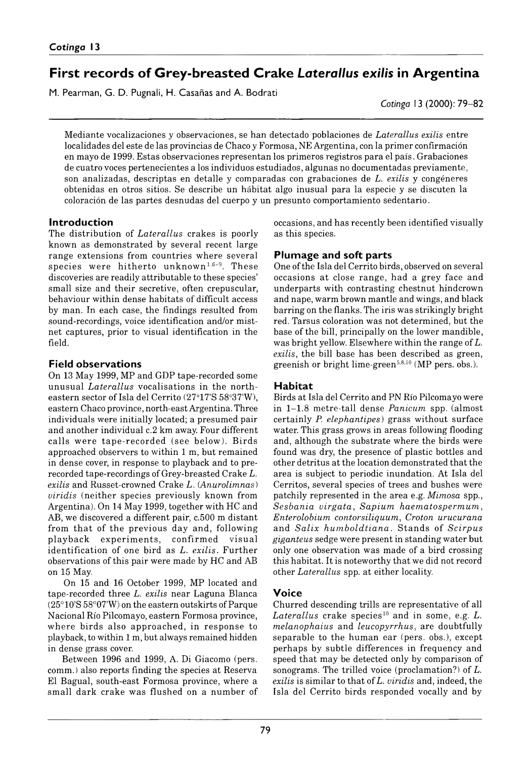# First records of Grey-breasted Crake *Laterallus exilis* in Argentina

M. Pearman, G. D. Pugnali, H. Casañas and A. Bodrati

Mediante vocalizaciones y observaciones, se han detectado poblaciones de *Laterallus exilis* entre localidades del este de las provincias de Chaco y Formosa, NE Argentina, con la primer confirmación en mayo de 1999. Estas observaciones representan los primeros registros para el país. Grabaciones de cuatro voces pertenecientes a los individuos estudiados, algunas no documentadas previamente, son analizadas, descriptas en detalle y comparadas con grabaciones de *L. exilis* y congéneres obtenidas en otros sitios. Se describe un hábitat algo inusual para la especie y se discuten la coloración de las partes desnudas del cuerpo y un presunto comportamiento sedentario.

## Introduction

The distribution of *Laterallus* crakes is poorly known as demonstrated by several recent large range extensions from countries where several species were hitherto unknown[1,6–9]. These discoveries are readily attributable to these species' small size and their secretive, often crepuscular, behaviour within dense habitats of difficult access by man. In each case, the findings resulted from sound-recordings, voice identification and/or mist-net captures, prior to visual identification in the field.

## Field observations

On 13 May 1999, MP and GDP tape-recorded some unusual *Laterallus* vocalisations in the north-eastern sector of Isla del Cerrito (27°17'S 58°37'W), eastern Chaco province, north-east Argentina. Three individuals were initially located; a presumed pair and another individual c.2 km away. Four different calls were tape-recorded (see below). Birds approached observers to within 1 m, but remained in dense cover, in response to playback and to pre-recorded tape-recordings of Grey-breasted Crake *L. exilis* and Russet-crowned Crake *L.* (*Anurolimnas*) *viridis* (neither species previously known from Argentina). On 14 May 1999, together with HC and AB, we discovered a different pair, c.500 m distant from that of the previous day and, following playback experiments, confirmed visual identification of one bird as *L. exilis*. Further observations of this pair were made by HC and AB on 15 May.

On 15 and 16 October 1999, MP located and tape-recorded three *L. exilis* near Laguna Blanca (25°10'S 58°07'W) on the eastern outskirts of Parque Nacional Río Pilcomayo, eastern Formosa province, where birds also approached, in response to playback, to within 1 m, but always remained hidden in dense grass cover.

Between 1996 and 1999, A. Di Giacomo (pers. comm.) also reports finding the species at Reserva El Bagual, south-east Formosa province, where a small dark crake was flushed on a number of occasions, and has recently been identified visually as this species.

## Plumage and soft parts

One of the Isla del Cerrito birds, observed on several occasions at close range, had a grey face and underparts with contrasting chestnut hindcrown and nape, warm brown mantle and wings, and black barring on the flanks. The iris was strikingly bright red. Tarsus coloration was not determined, but the base of the bill, principally on the lower mandible, was bright yellow. Elsewhere within the range of *L. exilis*, the bill base has been described as green, greenish or bright lime-green[5,8,10] (MP pers. obs.).

## Habitat

Birds at Isla del Cerrito and PN Río Pilcomayo were in 1–1.8 metre-tall dense *Panicum* spp. (almost certainly *P. elephantipes*) grass without surface water. This grass grows in areas following flooding and, although the substrate where the birds were found was dry, the presence of plastic bottles and other detritus at the location demonstrated that the area is subject to periodic inundation. At Isla del Cerritos, several species of trees and bushes were patchily represented in the area e.g. *Mimosa* spp., *Sesbania virgata*, *Sapium haematospermum*, *Enterolobium contorsiliquum*, *Croton urucurana* and *Salix humboldtiana*. Stands of *Scirpus giganteus* sedge were present in standing water but only one observation was made of a bird crossing this habitat. It is noteworthy that we did not record other *Laterallus* spp. at either locality.

## Voice

Churred descending trills are representative of all *Laterallus* crake species[10] and in some, e.g. *L. melanophaius* and *leucopyrrhus*, are doubtfully separable to the human ear (pers. obs.), except perhaps by subtle differences in frequency and speed that may be detected only by comparison of sonograms. The trilled voice (proclamation?) of *L. exilis* is similar to that of *L. viridis* and, indeed, the Isla del Cerrito birds responded vocally and by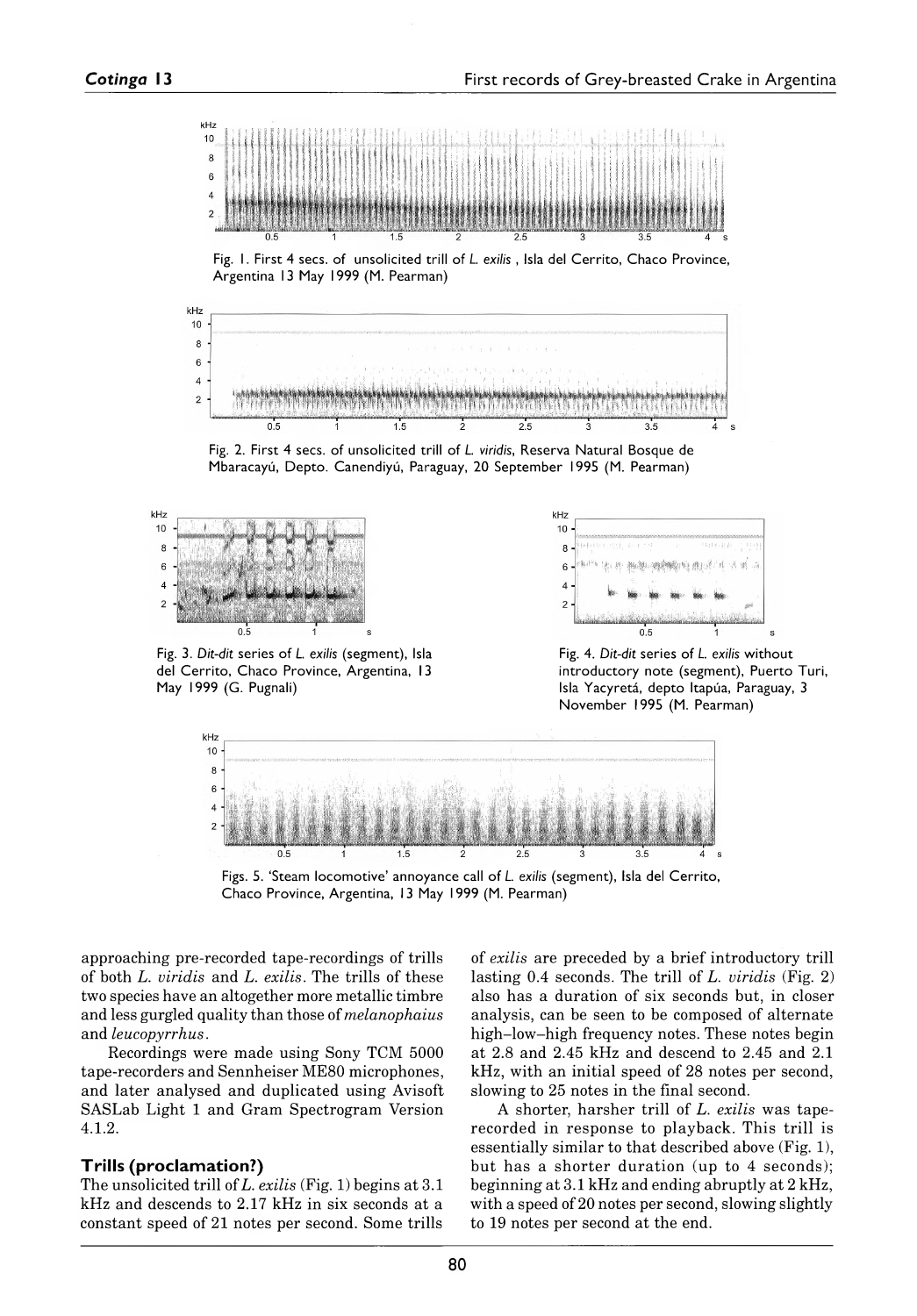Fig. 1. First 4 secs. of unsolicited trill of *L. exilis*, Isla del Cerrito, Chaco Province, Argentina 13 May 1999 (M. Pearman)

Fig. 2. First 4 secs. of unsolicited trill of *L. viridis*, Reserva Natural Bosque de Mbaracayú, Depto. Canendiyú, Paraguay, 20 September 1995 (M. Pearman)

Fig. 3. *Dit-dit* series of *L. exilis* (segment), Isla del Cerrito, Chaco Province, Argentina, 13 May 1999 (G. Pugnali)

Fig. 4. *Dit-dit* series of *L. exilis* without introductory note (segment), Puerto Turi, Isla Yacyretá, depto Itapúa, Paraguay, 3 November 1995 (M. Pearman)

Figs. 5. 'Steam locomotive' annoyance call of *L. exilis* (segment), Isla del Cerrito, Chaco Province, Argentina, 13 May 1999 (M. Pearman)

approaching pre-recorded tape-recordings of trills of both *L. viridis* and *L. exilis*. The trills of these two species have an altogether more metallic timbre and less gurgled quality than those of *melanophaius* and *leucopyrrhus*.

Recordings were made using Sony TCM 5000 tape-recorders and Sennheiser ME80 microphones, and later analysed and duplicated using Avisoft SASLab Light 1 and Gram Spectrogram Version 4.1.2.

## Trills (proclamation?)

The unsolicited trill of *L. exilis* (Fig. 1) begins at 3.1 kHz and descends to 2.17 kHz in six seconds at a constant speed of 21 notes per second. Some trills of *exilis* are preceded by a brief introductory trill lasting 0.4 seconds. The trill of *L. viridis* (Fig. 2) also has a duration of six seconds but, in closer analysis, can be seen to be composed of alternate high–low–high frequency notes. These notes begin at 2.8 and 2.45 kHz and descend to 2.45 and 2.1 kHz, with an initial speed of 28 notes per second, slowing to 25 notes in the final second.

A shorter, harsher trill of *L. exilis* was tape-recorded in response to playback. This trill is essentially similar to that described above (Fig. 1), but has a shorter duration (up to 4 seconds); beginning at 3.1 kHz and ending abruptly at 2 kHz, with a speed of 20 notes per second, slowing slightly to 19 notes per second at the end.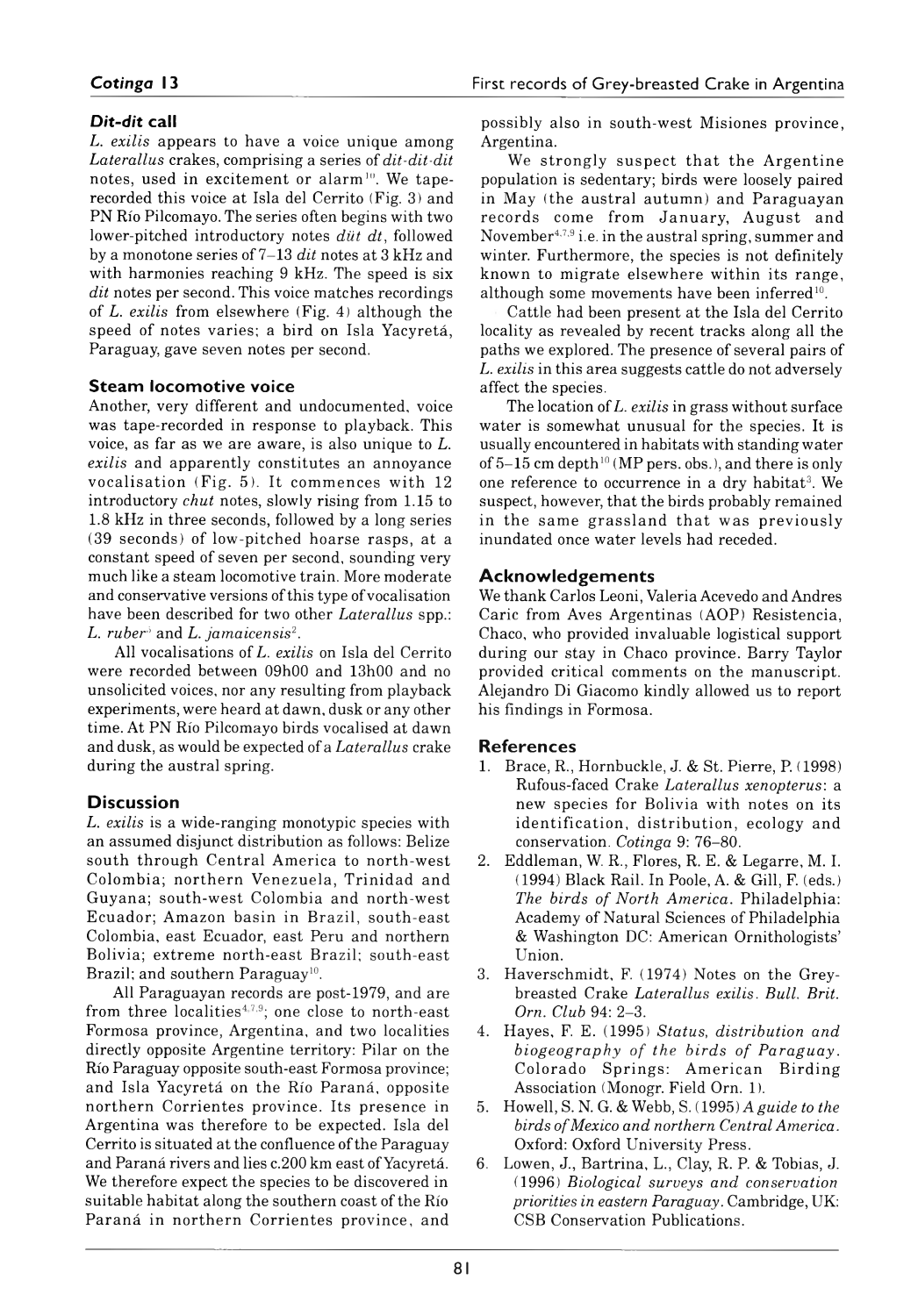### *Dit-dit* call

*L. exilis* appears to have a voice unique among *Laterallus* crakes, comprising a series of *dit-dit-dit* notes, used in excitement or alarm[10]. We tape-recorded this voice at Isla del Cerrito (Fig. 3) and PN Río Pilcomayo. The series often begins with two lower-pitched introductory notes *düt dt*, followed by a monotone series of 7–13 *dit* notes at 3 kHz and with harmonies reaching 9 kHz. The speed is six *dit* notes per second. This voice matches recordings of *L. exilis* from elsewhere (Fig. 4) although the speed of notes varies; a bird on Isla Yacyretá, Paraguay, gave seven notes per second.

### Steam locomotive voice

Another, very different and undocumented, voice was tape-recorded in response to playback. This voice, as far as we are aware, is also unique to *L. exilis* and apparently constitutes an annoyance vocalisation (Fig. 5). It commences with 12 introductory *chut* notes, slowly rising from 1.15 to 1.8 kHz in three seconds, followed by a long series (39 seconds) of low-pitched hoarse rasps, at a constant speed of seven per second, sounding very much like a steam locomotive train. More moderate and conservative versions of this type of vocalisation have been described for two other *Laterallus* spp.: *L. ruber*[5] and *L. jamaicensis*[2].

All vocalisations of *L. exilis* on Isla del Cerrito were recorded between 09h00 and 13h00 and no unsolicited voices, nor any resulting from playback experiments, were heard at dawn, dusk or any other time. At PN Río Pilcomayo birds vocalised at dawn and dusk, as would be expected of a *Laterallus* crake during the austral spring.

## Discussion

*L. exilis* is a wide-ranging monotypic species with an assumed disjunct distribution as follows: Belize south through Central America to north-west Colombia; northern Venezuela, Trinidad and Guyana; south-west Colombia and north-west Ecuador; Amazon basin in Brazil, south-east Colombia, east Ecuador, east Peru and northern Bolivia; extreme north-east Brazil; south-east Brazil; and southern Paraguay[10].

All Paraguayan records are post-1979, and are from three localities[4,7,9]; one close to north-east Formosa province, Argentina, and two localities directly opposite Argentine territory: Pilar on the Río Paraguay opposite south-east Formosa province; and Isla Yacyretá on the Río Paraná, opposite northern Corrientes province. Its presence in Argentina was therefore to be expected. Isla del Cerrito is situated at the confluence of the Paraguay and Paraná rivers and lies c.200 km east of Yacyretá. We therefore expect the species to be discovered in suitable habitat along the southern coast of the Río Paraná in northern Corrientes province, and possibly also in south-west Misiones province, Argentina.

We strongly suspect that the Argentine population is sedentary; birds were loosely paired in May (the austral autumn) and Paraguayan records come from January, August and November[4,7,9] i.e. in the austral spring, summer and winter. Furthermore, the species is not definitely known to migrate elsewhere within its range, although some movements have been inferred[10].

Cattle had been present at the Isla del Cerrito locality as revealed by recent tracks along all the paths we explored. The presence of several pairs of *L. exilis* in this area suggests cattle do not adversely affect the species.

The location of *L. exilis* in grass without surface water is somewhat unusual for the species. It is usually encountered in habitats with standing water of 5–15 cm depth[10] (MP pers. obs.), and there is only one reference to occurrence in a dry habitat[3]. We suspect, however, that the birds probably remained in the same grassland that was previously inundated once water levels had receded.

## Acknowledgements

We thank Carlos Leoni, Valeria Acevedo and Andres Caric from Aves Argentinas (AOP) Resistencia, Chaco, who provided invaluable logistical support during our stay in Chaco province. Barry Taylor provided critical comments on the manuscript. Alejandro Di Giacomo kindly allowed us to report his findings in Formosa.

## References

1. Brace, R., Hornbuckle, J. & St. Pierre, P. (1998) Rufous-faced Crake *Laterallus xenopterus*: a new species for Bolivia with notes on its identification, distribution, ecology and conservation. *Cotinga* 9: 76–80.
2. Eddleman, W. R., Flores, R. E. & Legarre, M. I. (1994) Black Rail. In Poole, A. & Gill, F. (eds.) *The birds of North America*. Philadelphia: Academy of Natural Sciences of Philadelphia & Washington DC: American Ornithologists' Union.
3. Haverschmidt, F. (1974) Notes on the Grey-breasted Crake *Laterallus exilis*. *Bull. Brit. Orn. Club* 94: 2–3.
4. Hayes, F. E. (1995) *Status, distribution and biogeography of the birds of Paraguay*. Colorado Springs: American Birding Association (Monogr. Field Orn. 1).
5. Howell, S. N. G. & Webb, S. (1995) *A guide to the birds of Mexico and northern Central America*. Oxford: Oxford University Press.
6. Lowen, J., Bartrina, L., Clay, R. P. & Tobias, J. (1996) *Biological surveys and conservation priorities in eastern Paraguay*. Cambridge, UK: CSB Conservation Publications.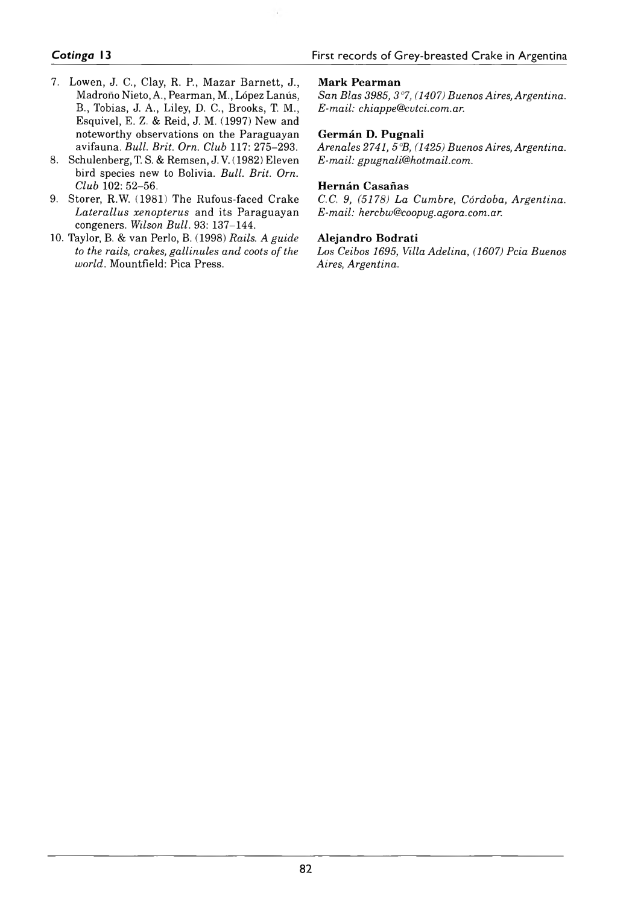7. Lowen, J. C., Clay, R. P., Mazar Barnett, J., Madroño Nieto, A., Pearman, M., López Lanús, B., Tobias, J. A., Liley, D. C., Brooks, T. M., Esquivel, E. Z. & Reid, J. M. (1997) New and noteworthy observations on the Paraguayan avifauna. *Bull. Brit. Orn. Club* 117: 275–293.
8. Schulenberg, T. S. & Remsen, J. V. (1982) Eleven bird species new to Bolivia. *Bull. Brit. Orn. Club* 102: 52–56.
9. Storer, R.W. (1981) The Rufous-faced Crake *Laterallus xenopterus* and its Paraguayan congeners. *Wilson Bull.* 93: 137–144.
10. Taylor, B. & van Perlo, B. (1998) *Rails. A guide to the rails, crakes, gallinules and coots of the world*. Mountfield: Pica Press.

**Mark Pearman**
*San Blas 3985, 3°7, (1407) Buenos Aires, Argentina. E-mail: chiappe@cvtci.com.ar.*

**Germán D. Pugnali**
*Arenales 2741, 5°B, (1425) Buenos Aires, Argentina. E-mail: gpugnali@hotmail.com.*

**Hernán Casañas**
*C.C. 9, (5178) La Cumbre, Córdoba, Argentina. E-mail: hercbw@coopvg.agora.com.ar.*

**Alejandro Bodrati**
*Los Ceibos 1695, Villa Adelina, (1607) Pcia Buenos Aires, Argentina.*